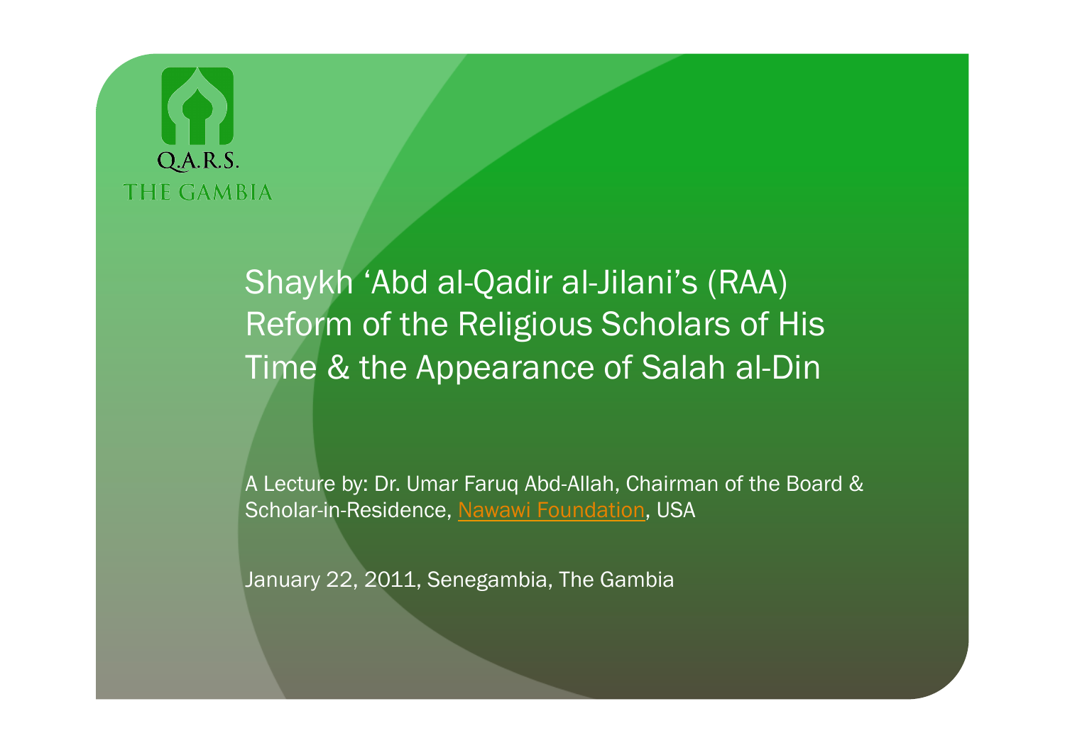Q.A.R.S.
THE GAMBIA

# Shaykh ‘Abd al-Qadir al-Jilani’s (RAA) Reform of the Religious Scholars of His Time & the Appearance of Salah al-Din

A Lecture by: Dr. Umar Faruq Abd-Allah, Chairman of the Board & Scholar-in-Residence, Nawawi Foundation, USA

January 22, 2011, Senegambia, The Gambia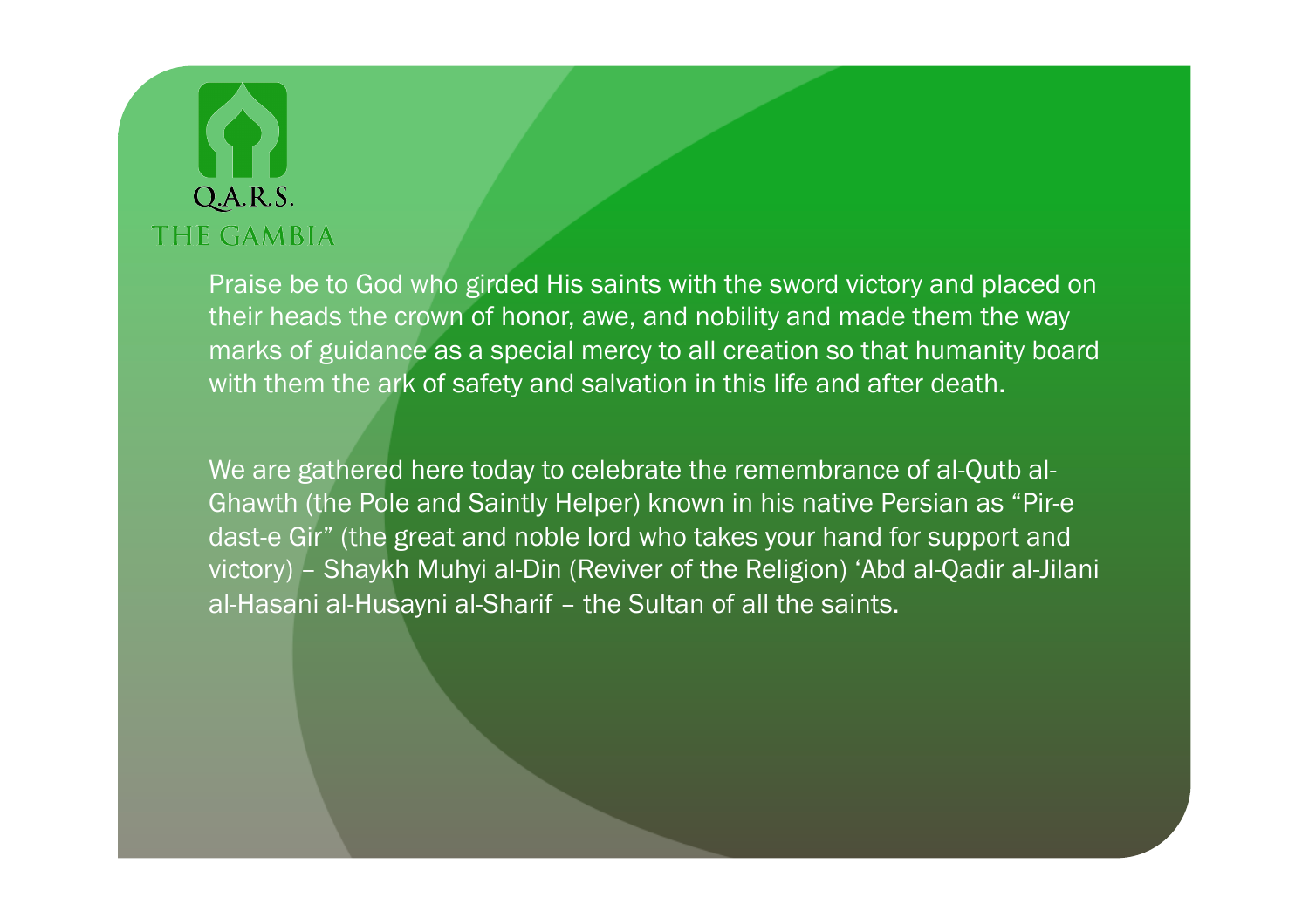Q.A.R.S.
THE GAMBIA

Praise be to God who girded His saints with the sword victory and placed on their heads the crown of honor, awe, and nobility and made them the way marks of guidance as a special mercy to all creation so that humanity board with them the ark of safety and salvation in this life and after death.

We are gathered here today to celebrate the remembrance of al-Qutb al-Ghawth (the Pole and Saintly Helper) known in his native Persian as "Pir-e dast-e Gir" (the great and noble lord who takes your hand for support and victory) – Shaykh Muhyi al-Din (Reviver of the Religion) 'Abd al-Qadir al-Jilani al-Hasani al-Husayni al-Sharif – the Sultan of all the saints.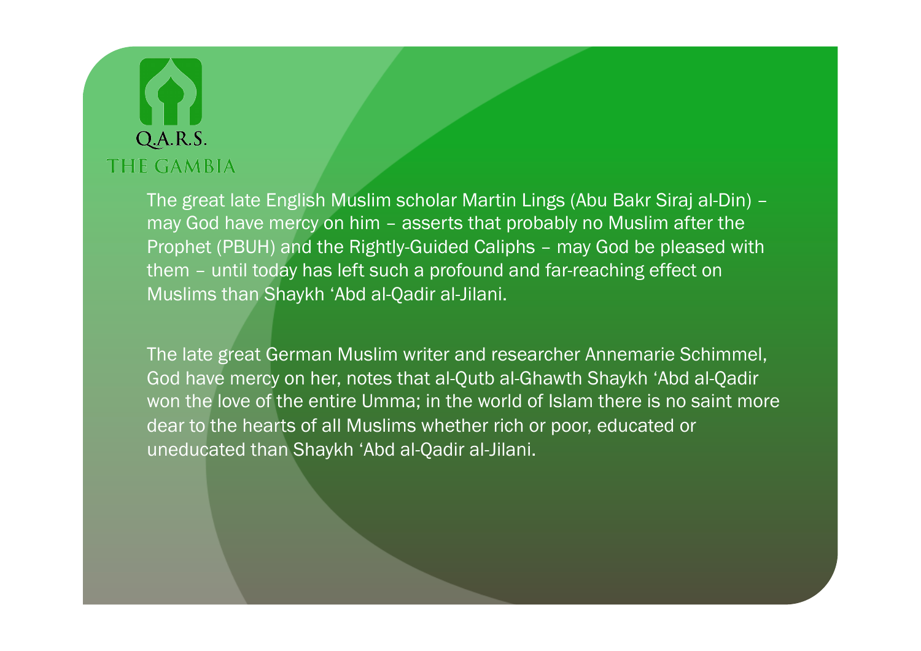Q.A.R.S.
THE GAMBIA

The great late English Muslim scholar Martin Lings (Abu Bakr Siraj al-Din) – may God have mercy on him – asserts that probably no Muslim after the Prophet (PBUH) and the Rightly-Guided Caliphs – may God be pleased with them – until today has left such a profound and far-reaching effect on Muslims than Shaykh 'Abd al-Qadir al-Jilani.

The late great German Muslim writer and researcher Annemarie Schimmel, God have mercy on her, notes that al-Qutb al-Ghawth Shaykh 'Abd al-Qadir won the love of the entire Umma; in the world of Islam there is no saint more dear to the hearts of all Muslims whether rich or poor, educated or uneducated than Shaykh 'Abd al-Qadir al-Jilani.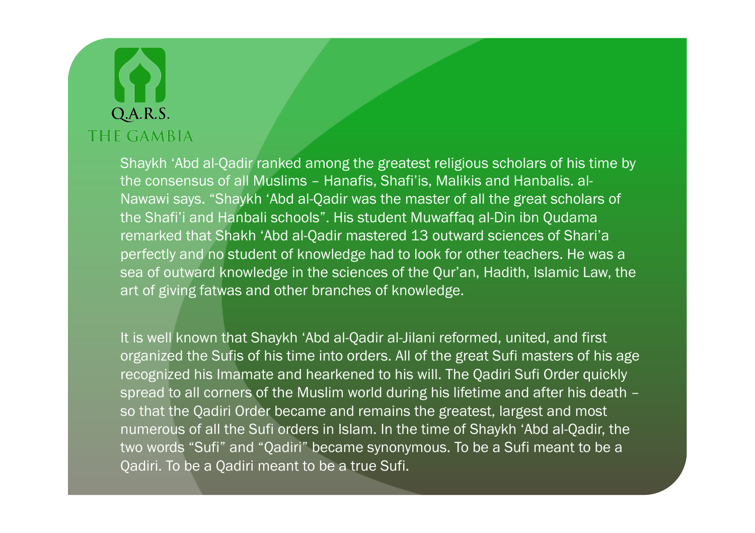Q.A.R.S.
THE GAMBIA

Shaykh 'Abd al-Qadir ranked among the greatest religious scholars of his time by the consensus of all Muslims – Hanafis, Shafi'is, Malikis and Hanbalis. al-Nawawi says. "Shaykh 'Abd al-Qadir was the master of all the great scholars of the Shafi'i and Hanbali schools". His student Muwaffaq al-Din ibn Qudama remarked that Shakh 'Abd al-Qadir mastered 13 outward sciences of Shari'a perfectly and no student of knowledge had to look for other teachers. He was a sea of outward knowledge in the sciences of the Qur'an, Hadith, Islamic Law, the art of giving fatwas and other branches of knowledge.

It is well known that Shaykh 'Abd al-Qadir al-Jilani reformed, united, and first organized the Sufis of his time into orders. All of the great Sufi masters of his age recognized his Imamate and hearkened to his will. The Qadiri Sufi Order quickly spread to all corners of the Muslim world during his lifetime and after his death – so that the Qadiri Order became and remains the greatest, largest and most numerous of all the Sufi orders in Islam. In the time of Shaykh 'Abd al-Qadir, the two words "Sufi" and "Qadiri" became synonymous. To be a Sufi meant to be a Qadiri. To be a Qadiri meant to be a true Sufi.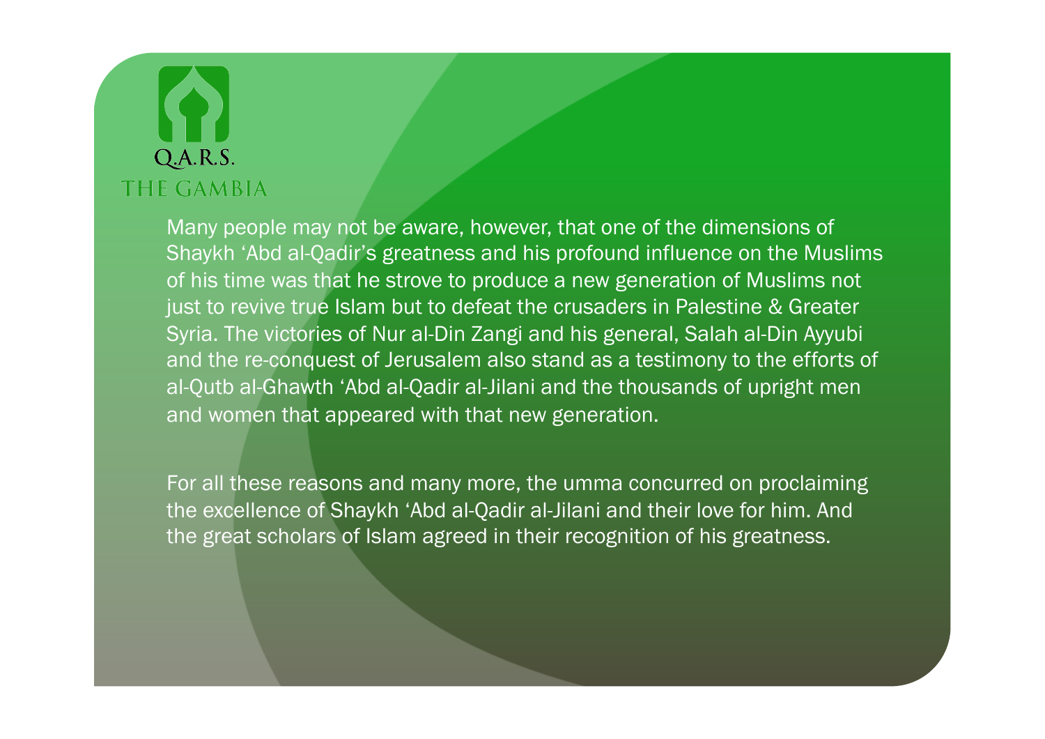Many people may not be aware, however, that one of the dimensions of Shaykh ‘Abd al-Qadir’s greatness and his profound influence on the Muslims of his time was that he strove to produce a new generation of Muslims not just to revive true Islam but to defeat the crusaders in Palestine & Greater Syria. The victories of Nur al-Din Zangi and his general, Salah al-Din Ayyubi and the re-conquest of Jerusalem also stand as a testimony to the efforts of al-Qutb al-Ghawth ‘Abd al-Qadir al-Jilani and the thousands of upright men and women that appeared with that new generation.

For all these reasons and many more, the umma concurred on proclaiming the excellence of Shaykh ‘Abd al-Qadir al-Jilani and their love for him. And the great scholars of Islam agreed in their recognition of his greatness.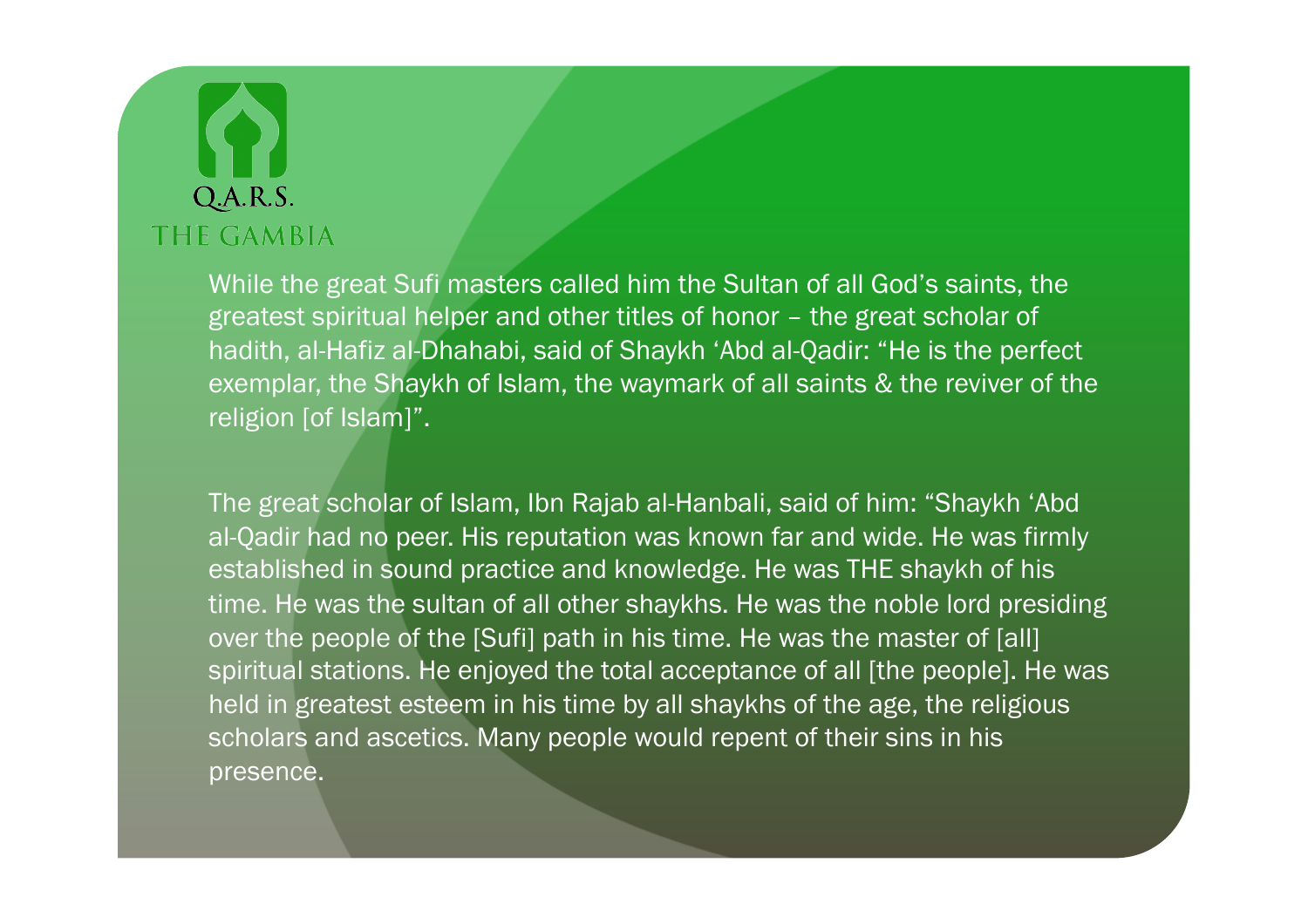Q.A.R.S.
THE GAMBIA

While the great Sufi masters called him the Sultan of all God's saints, the greatest spiritual helper and other titles of honor – the great scholar of hadith, al-Hafiz al-Dhahabi, said of Shaykh 'Abd al-Qadir: "He is the perfect exemplar, the Shaykh of Islam, the waymark of all saints & the reviver of the religion [of Islam]".

The great scholar of Islam, Ibn Rajab al-Hanbali, said of him: "Shaykh 'Abd al-Qadir had no peer. His reputation was known far and wide. He was firmly established in sound practice and knowledge. He was THE shaykh of his time. He was the sultan of all other shaykhs. He was the noble lord presiding over the people of the [Sufi] path in his time. He was the master of [all] spiritual stations. He enjoyed the total acceptance of all [the people]. He was held in greatest esteem in his time by all shaykhs of the age, the religious scholars and ascetics. Many people would repent of their sins in his presence.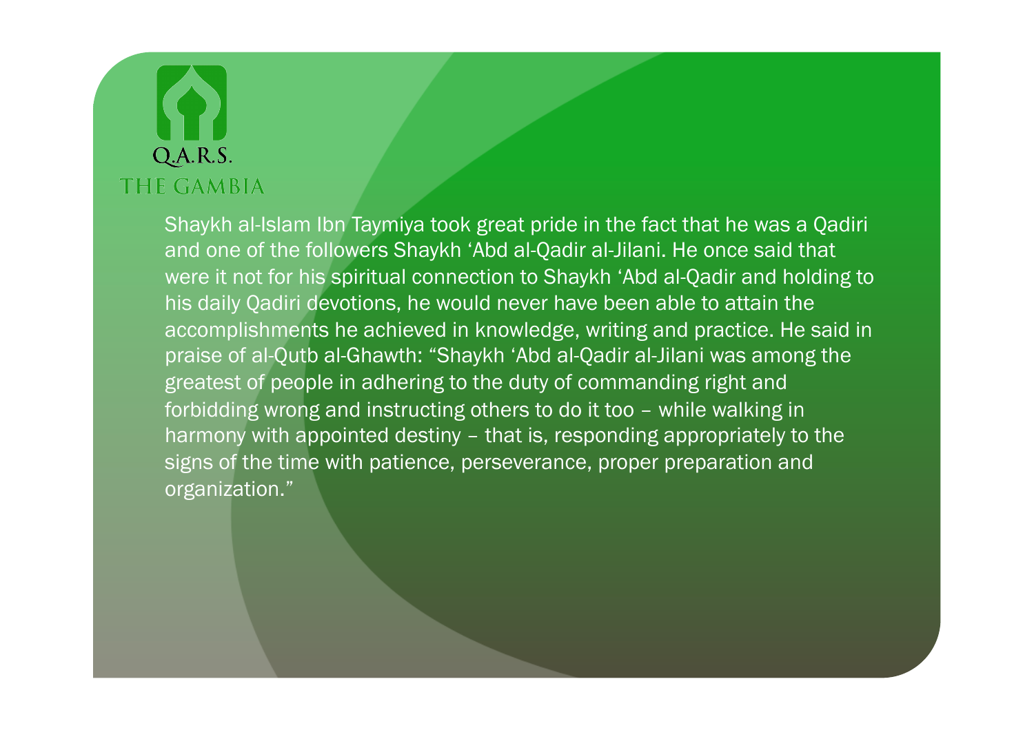Q.A.R.S.
THE GAMBIA

Shaykh al-Islam Ibn Taymiya took great pride in the fact that he was a Qadiri and one of the followers Shaykh ‘Abd al-Qadir al-Jilani. He once said that were it not for his spiritual connection to Shaykh ‘Abd al-Qadir and holding to his daily Qadiri devotions, he would never have been able to attain the accomplishments he achieved in knowledge, writing and practice. He said in praise of al-Qutb al-Ghawth: “Shaykh ‘Abd al-Qadir al-Jilani was among the greatest of people in adhering to the duty of commanding right and forbidding wrong and instructing others to do it too – while walking in harmony with appointed destiny – that is, responding appropriately to the signs of the time with patience, perseverance, proper preparation and organization.”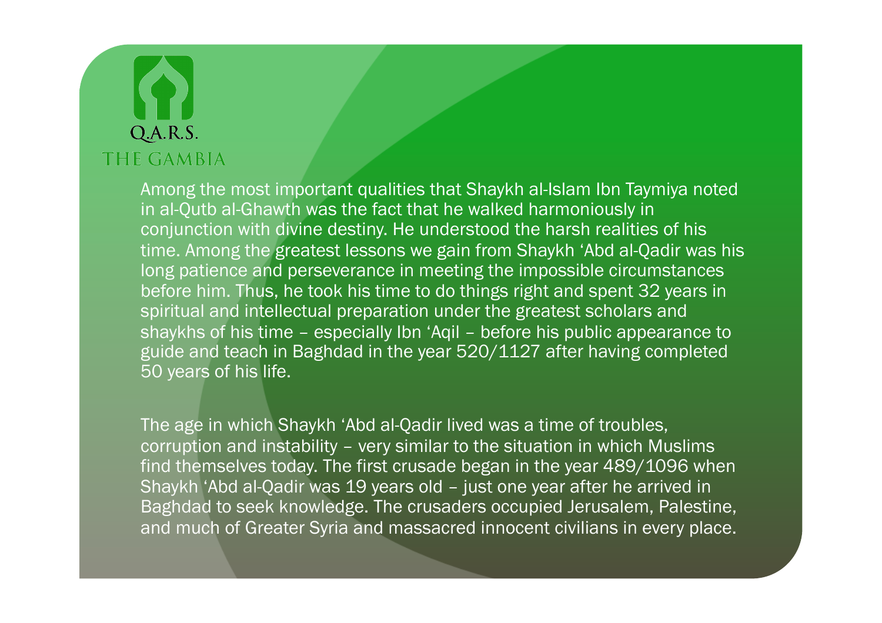Among the most important qualities that Shaykh al-Islam Ibn Taymiya noted in al-Qutb al-Ghawth was the fact that he walked harmoniously in conjunction with divine destiny. He understood the harsh realities of his time. Among the greatest lessons we gain from Shaykh 'Abd al-Qadir was his long patience and perseverance in meeting the impossible circumstances before him. Thus, he took his time to do things right and spent 32 years in spiritual and intellectual preparation under the greatest scholars and shaykhs of his time – especially Ibn 'Aqil – before his public appearance to guide and teach in Baghdad in the year 520/1127 after having completed 50 years of his life.

The age in which Shaykh 'Abd al-Qadir lived was a time of troubles, corruption and instability – very similar to the situation in which Muslims find themselves today. The first crusade began in the year 489/1096 when Shaykh 'Abd al-Qadir was 19 years old – just one year after he arrived in Baghdad to seek knowledge. The crusaders occupied Jerusalem, Palestine, and much of Greater Syria and massacred innocent civilians in every place.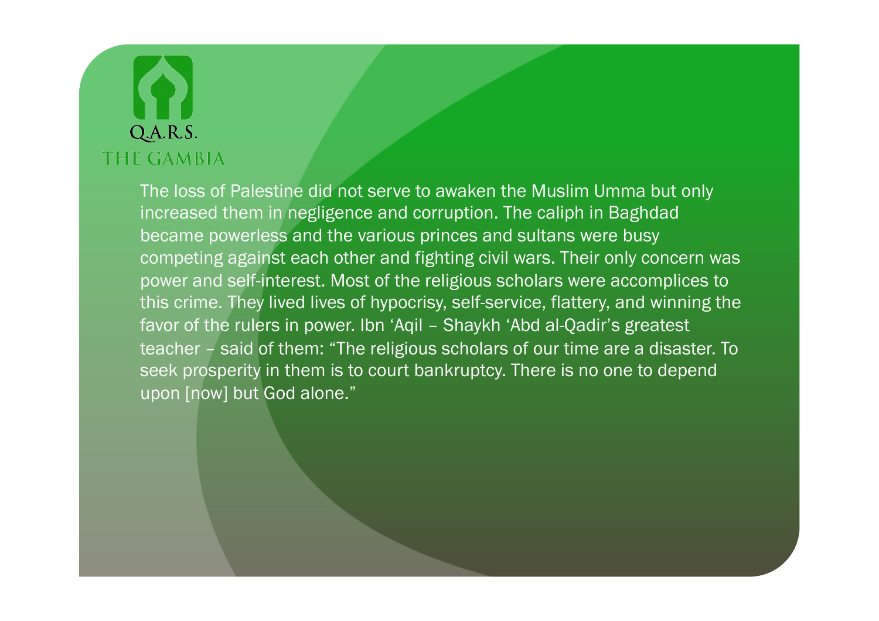Q.A.R.S.
THE GAMBIA

The loss of Palestine did not serve to awaken the Muslim Umma but only increased them in negligence and corruption. The caliph in Baghdad became powerless and the various princes and sultans were busy competing against each other and fighting civil wars. Their only concern was power and self-interest. Most of the religious scholars were accomplices to this crime. They lived lives of hypocrisy, self-service, flattery, and winning the favor of the rulers in power. Ibn ʻAqil – Shaykh ʻAbd al-Qadir's greatest teacher – said of them: "The religious scholars of our time are a disaster. To seek prosperity in them is to court bankruptcy. There is no one to depend upon [now] but God alone."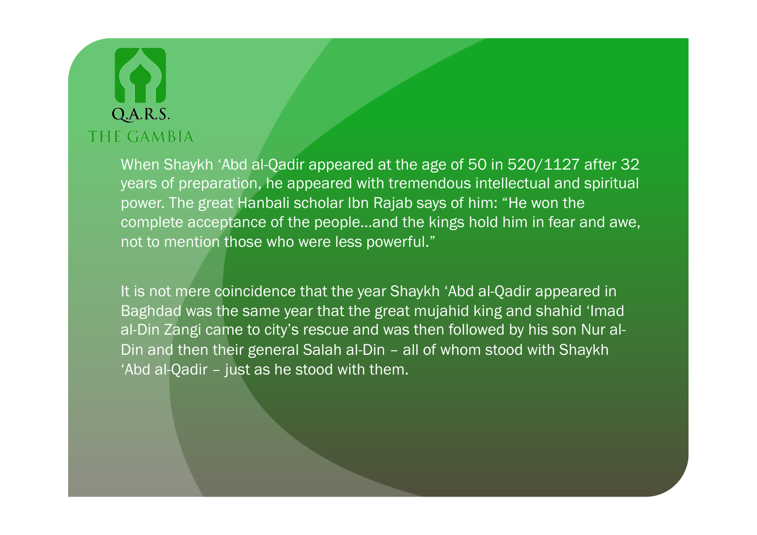When Shaykh 'Abd al-Qadir appeared at the age of 50 in 520/1127 after 32 years of preparation, he appeared with tremendous intellectual and spiritual power. The great Hanbali scholar Ibn Rajab says of him: "He won the complete acceptance of the people…and the kings hold him in fear and awe, not to mention those who were less powerful."

It is not mere coincidence that the year Shaykh 'Abd al-Qadir appeared in Baghdad was the same year that the great mujahid king and shahid 'Imad al-Din Zangi came to city's rescue and was then followed by his son Nur al-Din and then their general Salah al-Din – all of whom stood with Shaykh 'Abd al-Qadir – just as he stood with them.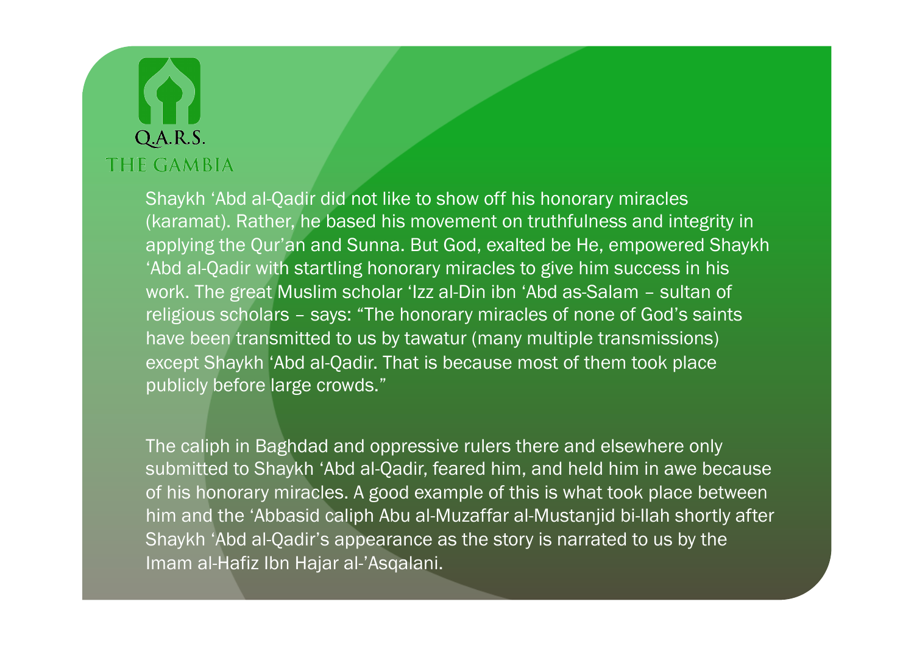Q.A.R.S.
THE GAMBIA

Shaykh ‘Abd al-Qadir did not like to show off his honorary miracles (karamat). Rather, he based his movement on truthfulness and integrity in applying the Qur’an and Sunna. But God, exalted be He, empowered Shaykh ‘Abd al-Qadir with startling honorary miracles to give him success in his work. The great Muslim scholar ‘Izz al-Din ibn ‘Abd as-Salam – sultan of religious scholars – says: “The honorary miracles of none of God’s saints have been transmitted to us by tawatur (many multiple transmissions) except Shaykh ‘Abd al-Qadir. That is because most of them took place publicly before large crowds.”

The caliph in Baghdad and oppressive rulers there and elsewhere only submitted to Shaykh ‘Abd al-Qadir, feared him, and held him in awe because of his honorary miracles. A good example of this is what took place between him and the ‘Abbasid caliph Abu al-Muzaffar al-Mustanjid bi-llah shortly after Shaykh ‘Abd al-Qadir’s appearance as the story is narrated to us by the Imam al-Hafiz Ibn Hajar al-’Asqalani.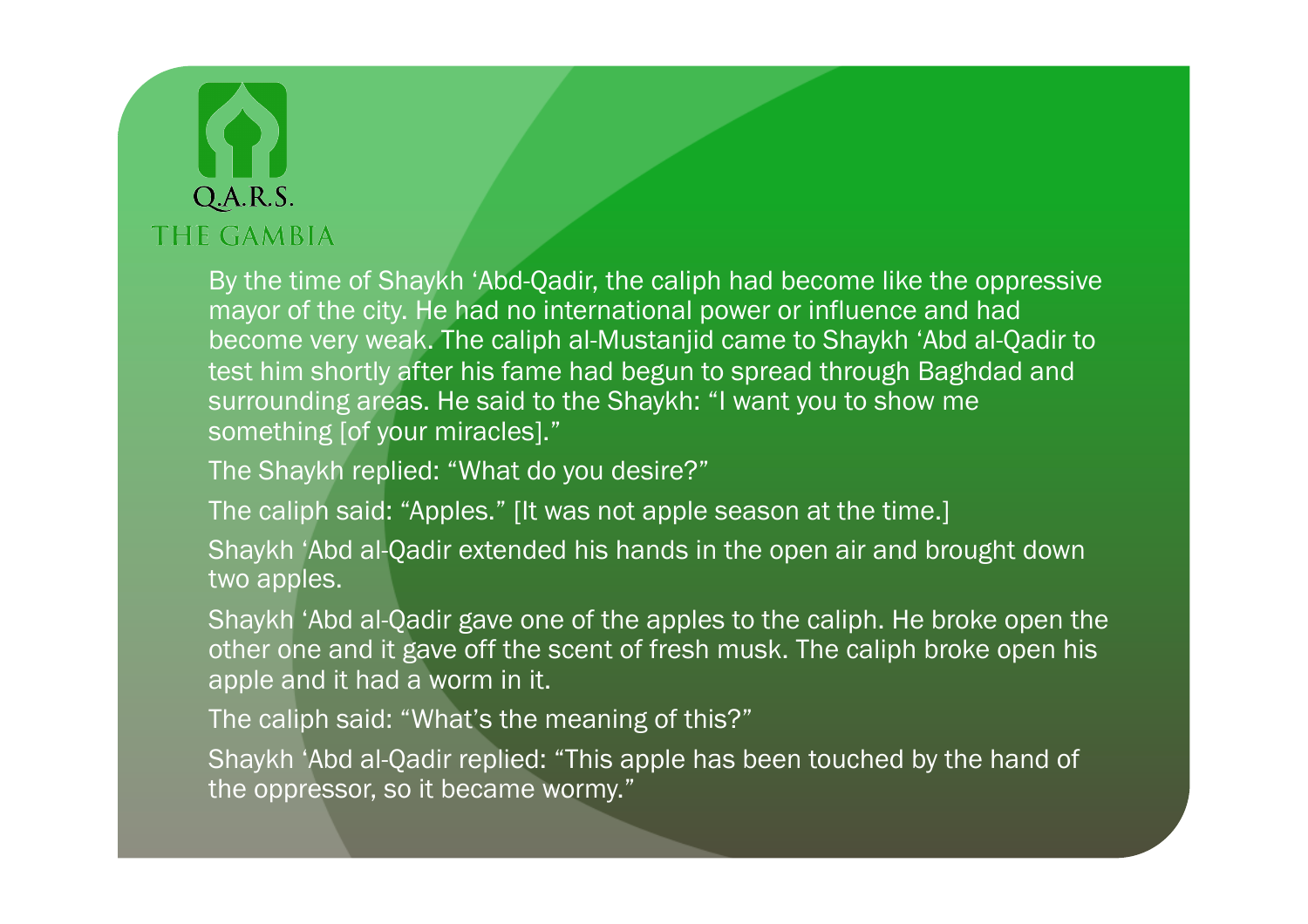By the time of Shaykh ‘Abd-Qadir, the caliph had become like the oppressive mayor of the city. He had no international power or influence and had become very weak. The caliph al-Mustanjid came to Shaykh ‘Abd al-Qadir to test him shortly after his fame had begun to spread through Baghdad and surrounding areas. He said to the Shaykh: “I want you to show me something [of your miracles].”

The Shaykh replied: “What do you desire?”

The caliph said: “Apples.” [It was not apple season at the time.]

Shaykh ‘Abd al-Qadir extended his hands in the open air and brought down two apples.

Shaykh ‘Abd al-Qadir gave one of the apples to the caliph. He broke open the other one and it gave off the scent of fresh musk. The caliph broke open his apple and it had a worm in it.

The caliph said: “What’s the meaning of this?”

Shaykh ‘Abd al-Qadir replied: “This apple has been touched by the hand of the oppressor, so it became wormy.”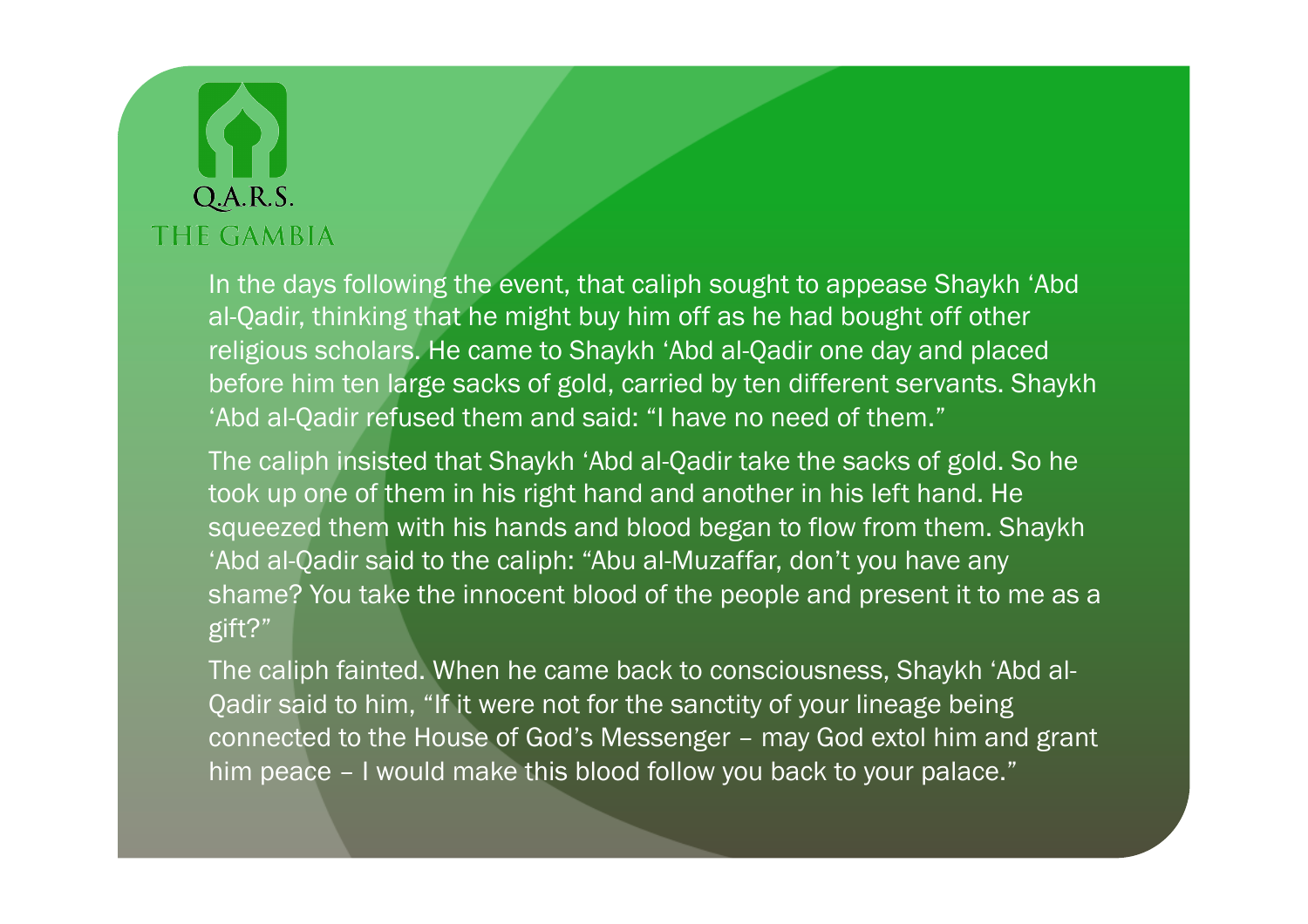In the days following the event, that caliph sought to appease Shaykh 'Abd al-Qadir, thinking that he might buy him off as he had bought off other religious scholars. He came to Shaykh 'Abd al-Qadir one day and placed before him ten large sacks of gold, carried by ten different servants. Shaykh 'Abd al-Qadir refused them and said: "I have no need of them."

The caliph insisted that Shaykh 'Abd al-Qadir take the sacks of gold. So he took up one of them in his right hand and another in his left hand. He squeezed them with his hands and blood began to flow from them. Shaykh 'Abd al-Qadir said to the caliph: "Abu al-Muzaffar, don't you have any shame? You take the innocent blood of the people and present it to me as a gift?"

The caliph fainted. When he came back to consciousness, Shaykh 'Abd al-Qadir said to him, "If it were not for the sanctity of your lineage being connected to the House of God's Messenger – may God extol him and grant him peace – I would make this blood follow you back to your palace."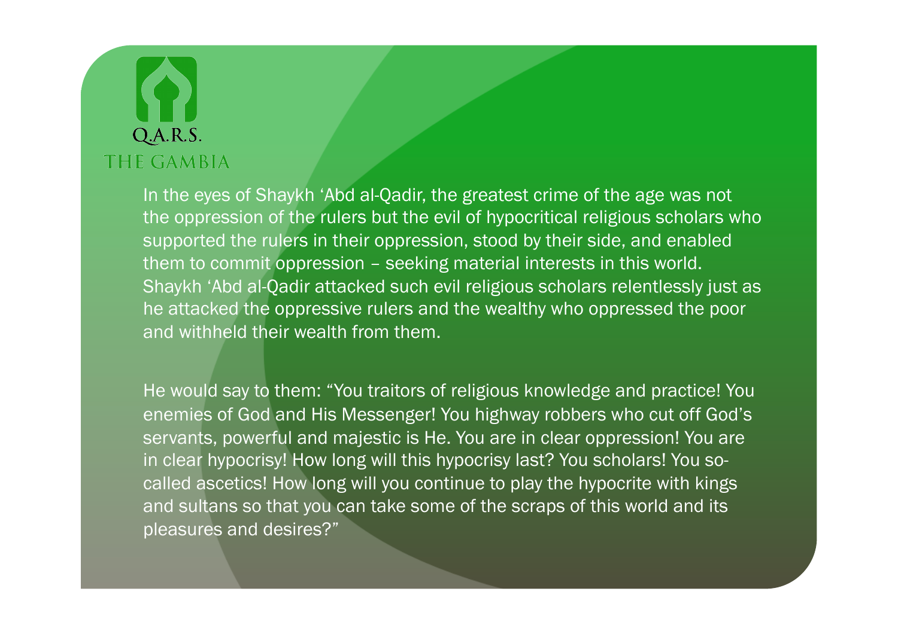In the eyes of Shaykh ‘Abd al-Qadir, the greatest crime of the age was not the oppression of the rulers but the evil of hypocritical religious scholars who supported the rulers in their oppression, stood by their side, and enabled them to commit oppression – seeking material interests in this world. Shaykh ‘Abd al-Qadir attacked such evil religious scholars relentlessly just as he attacked the oppressive rulers and the wealthy who oppressed the poor and withheld their wealth from them.

He would say to them: “You traitors of religious knowledge and practice! You enemies of God and His Messenger! You highway robbers who cut off God’s servants, powerful and majestic is He. You are in clear oppression! You are in clear hypocrisy! How long will this hypocrisy last? You scholars! You so-called ascetics! How long will you continue to play the hypocrite with kings and sultans so that you can take some of the scraps of this world and its pleasures and desires?”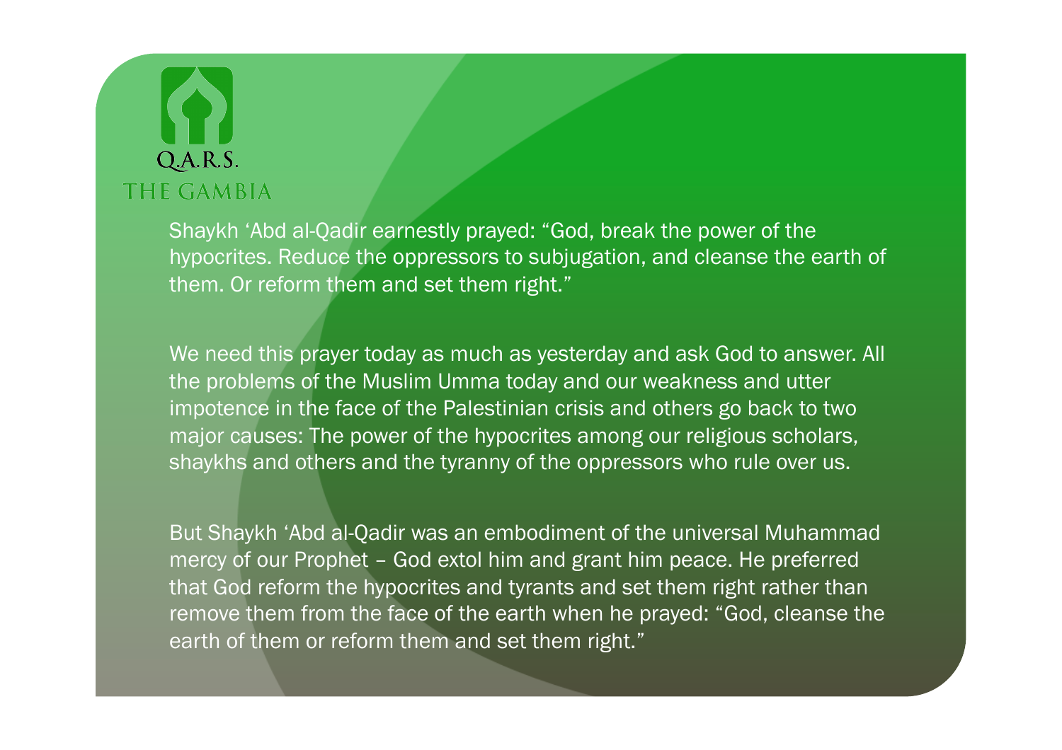Q.A.R.S.
THE GAMBIA

Shaykh ‘Abd al-Qadir earnestly prayed: “God, break the power of the hypocrites. Reduce the oppressors to subjugation, and cleanse the earth of them. Or reform them and set them right.”

We need this prayer today as much as yesterday and ask God to answer. All the problems of the Muslim Umma today and our weakness and utter impotence in the face of the Palestinian crisis and others go back to two major causes: The power of the hypocrites among our religious scholars, shaykhs and others and the tyranny of the oppressors who rule over us.

But Shaykh ‘Abd al-Qadir was an embodiment of the universal Muhammad mercy of our Prophet – God extol him and grant him peace. He preferred that God reform the hypocrites and tyrants and set them right rather than remove them from the face of the earth when he prayed: “God, cleanse the earth of them or reform them and set them right.”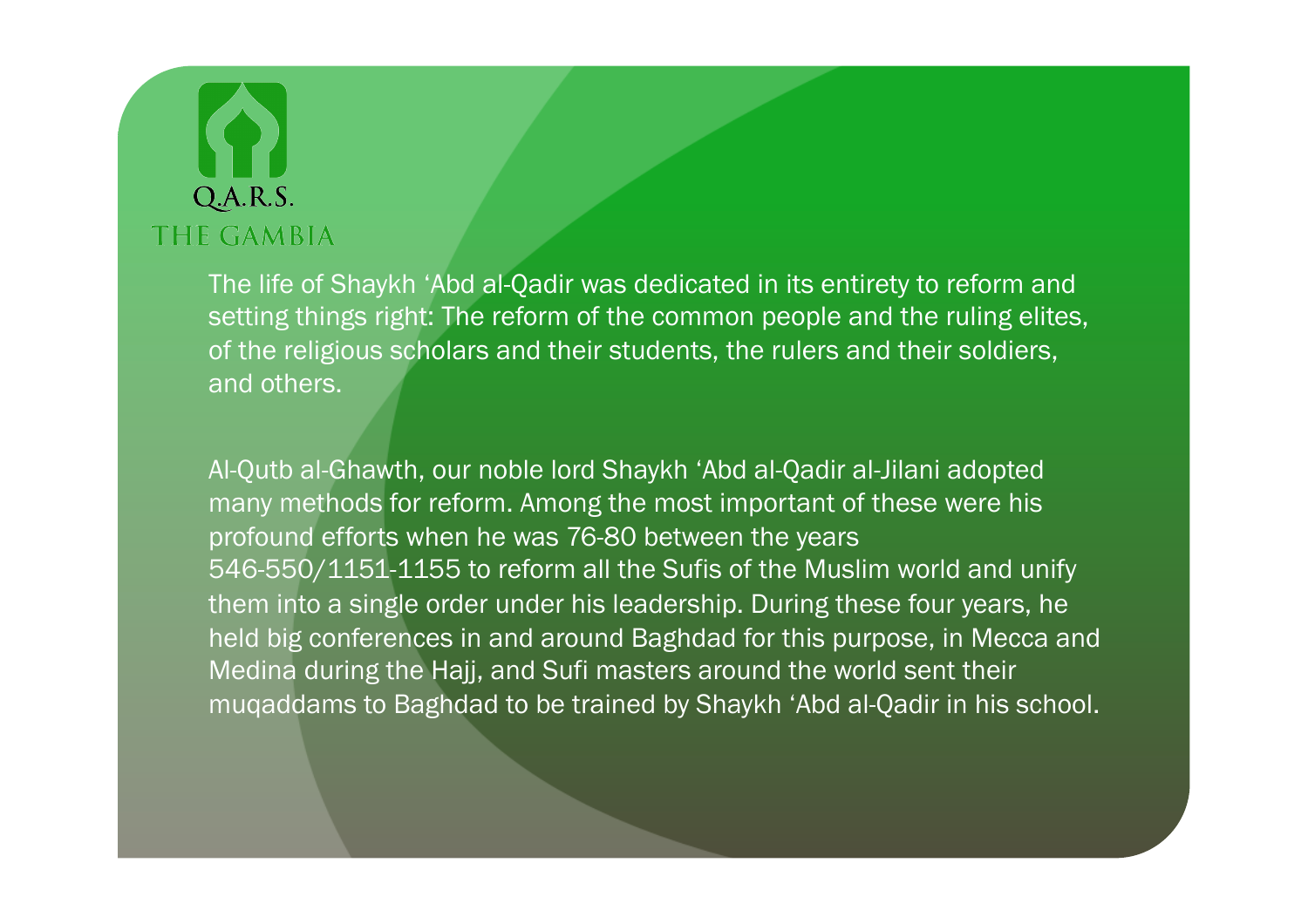The life of Shaykh ‘Abd al-Qadir was dedicated in its entirety to reform and setting things right: The reform of the common people and the ruling elites, of the religious scholars and their students, the rulers and their soldiers, and others.

Al-Qutb al-Ghawth, our noble lord Shaykh ‘Abd al-Qadir al-Jilani adopted many methods for reform. Among the most important of these were his profound efforts when he was 76-80 between the years 546-550/1151-1155 to reform all the Sufis of the Muslim world and unify them into a single order under his leadership. During these four years, he held big conferences in and around Baghdad for this purpose, in Mecca and Medina during the Hajj, and Sufi masters around the world sent their muqaddams to Baghdad to be trained by Shaykh ‘Abd al-Qadir in his school.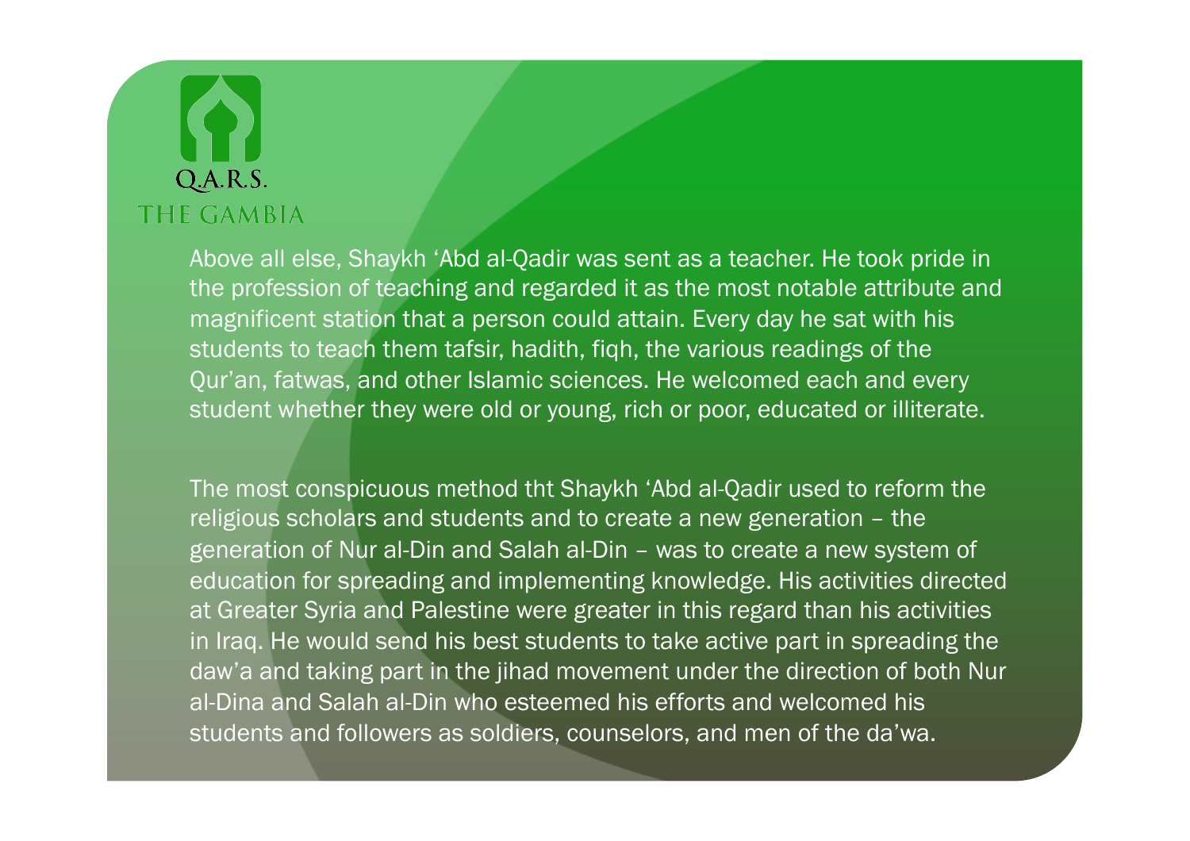Q.A.R.S.
THE GAMBIA

Above all else, Shaykh ‘Abd al-Qadir was sent as a teacher. He took pride in the profession of teaching and regarded it as the most notable attribute and magnificent station that a person could attain. Every day he sat with his students to teach them tafsir, hadith, fiqh, the various readings of the Qur’an, fatwas, and other Islamic sciences. He welcomed each and every student whether they were old or young, rich or poor, educated or illiterate.

The most conspicuous method tht Shaykh ‘Abd al-Qadir used to reform the religious scholars and students and to create a new generation – the generation of Nur al-Din and Salah al-Din – was to create a new system of education for spreading and implementing knowledge. His activities directed at Greater Syria and Palestine were greater in this regard than his activities in Iraq. He would send his best students to take active part in spreading the daw’a and taking part in the jihad movement under the direction of both Nur al-Dina and Salah al-Din who esteemed his efforts and welcomed his students and followers as soldiers, counselors, and men of the da’wa.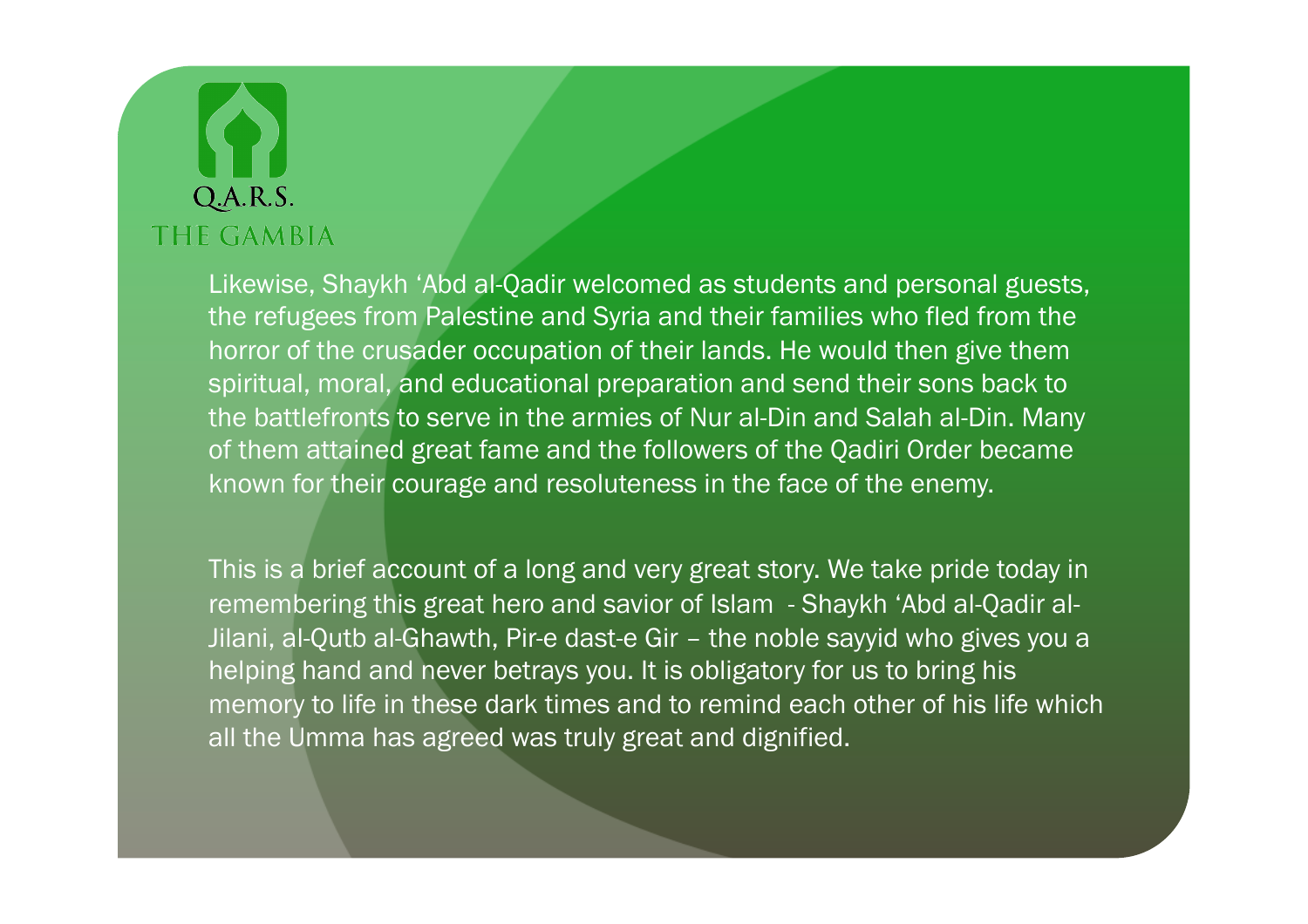Likewise, Shaykh ‘Abd al-Qadir welcomed as students and personal guests, the refugees from Palestine and Syria and their families who fled from the horror of the crusader occupation of their lands. He would then give them spiritual, moral, and educational preparation and send their sons back to the battlefronts to serve in the armies of Nur al-Din and Salah al-Din. Many of them attained great fame and the followers of the Qadiri Order became known for their courage and resoluteness in the face of the enemy.

This is a brief account of a long and very great story. We take pride today in remembering this great hero and savior of Islam - Shaykh ‘Abd al-Qadir al-Jilani, al-Qutb al-Ghawth, Pir-e dast-e Gir – the noble sayyid who gives you a helping hand and never betrays you. It is obligatory for us to bring his memory to life in these dark times and to remind each other of his life which all the Umma has agreed was truly great and dignified.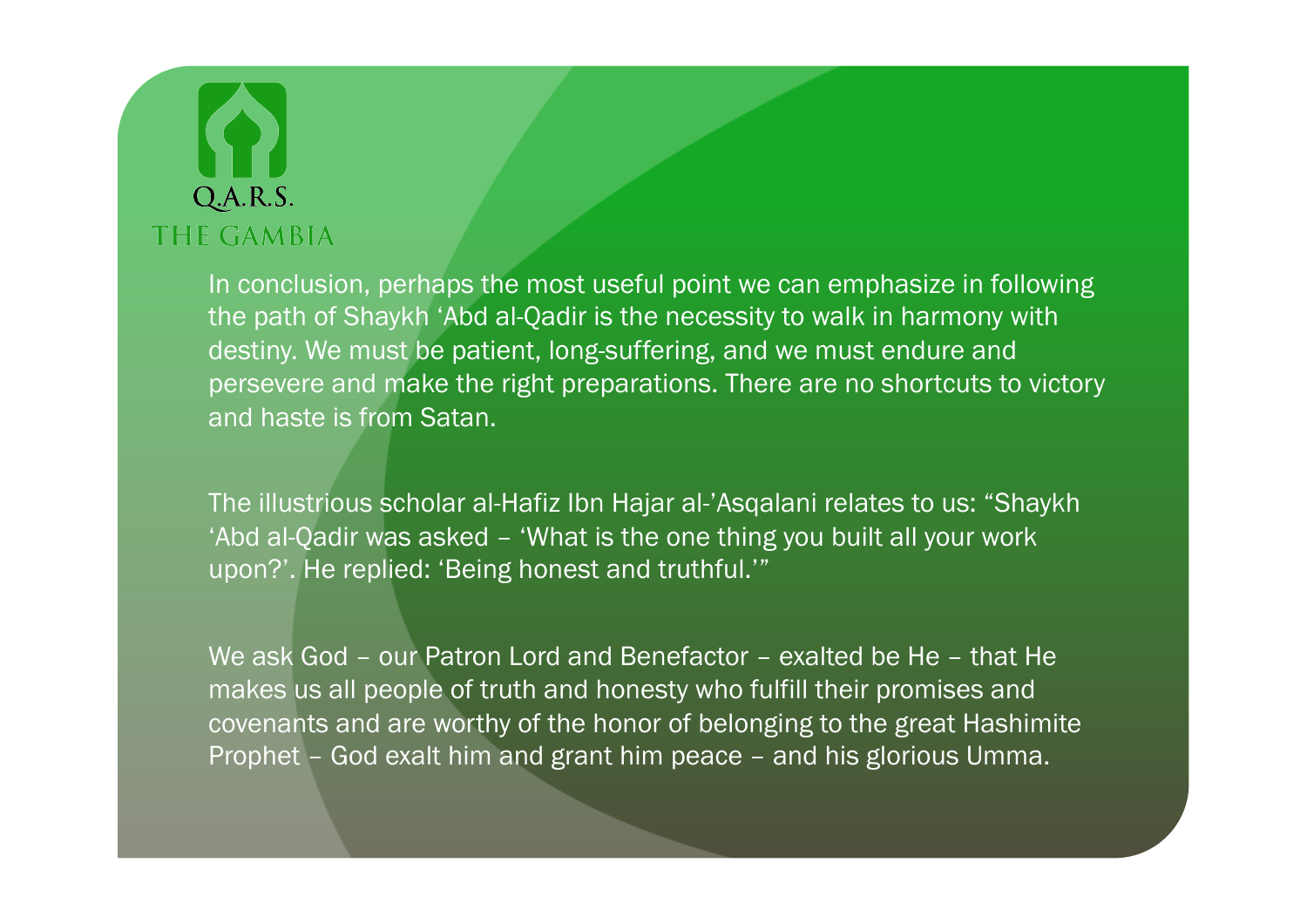Q.A.R.S.
THE GAMBIA

In conclusion, perhaps the most useful point we can emphasize in following the path of Shaykh ‘Abd al-Qadir is the necessity to walk in harmony with destiny. We must be patient, long-suffering, and we must endure and persevere and make the right preparations. There are no shortcuts to victory and haste is from Satan.

The illustrious scholar al-Hafiz Ibn Hajar al-’Asqalani relates to us: “Shaykh ‘Abd al-Qadir was asked – ‘What is the one thing you built all your work upon?’. He replied: ‘Being honest and truthful.’”

We ask God – our Patron Lord and Benefactor – exalted be He – that He makes us all people of truth and honesty who fulfill their promises and covenants and are worthy of the honor of belonging to the great Hashimite Prophet – God exalt him and grant him peace – and his glorious Umma.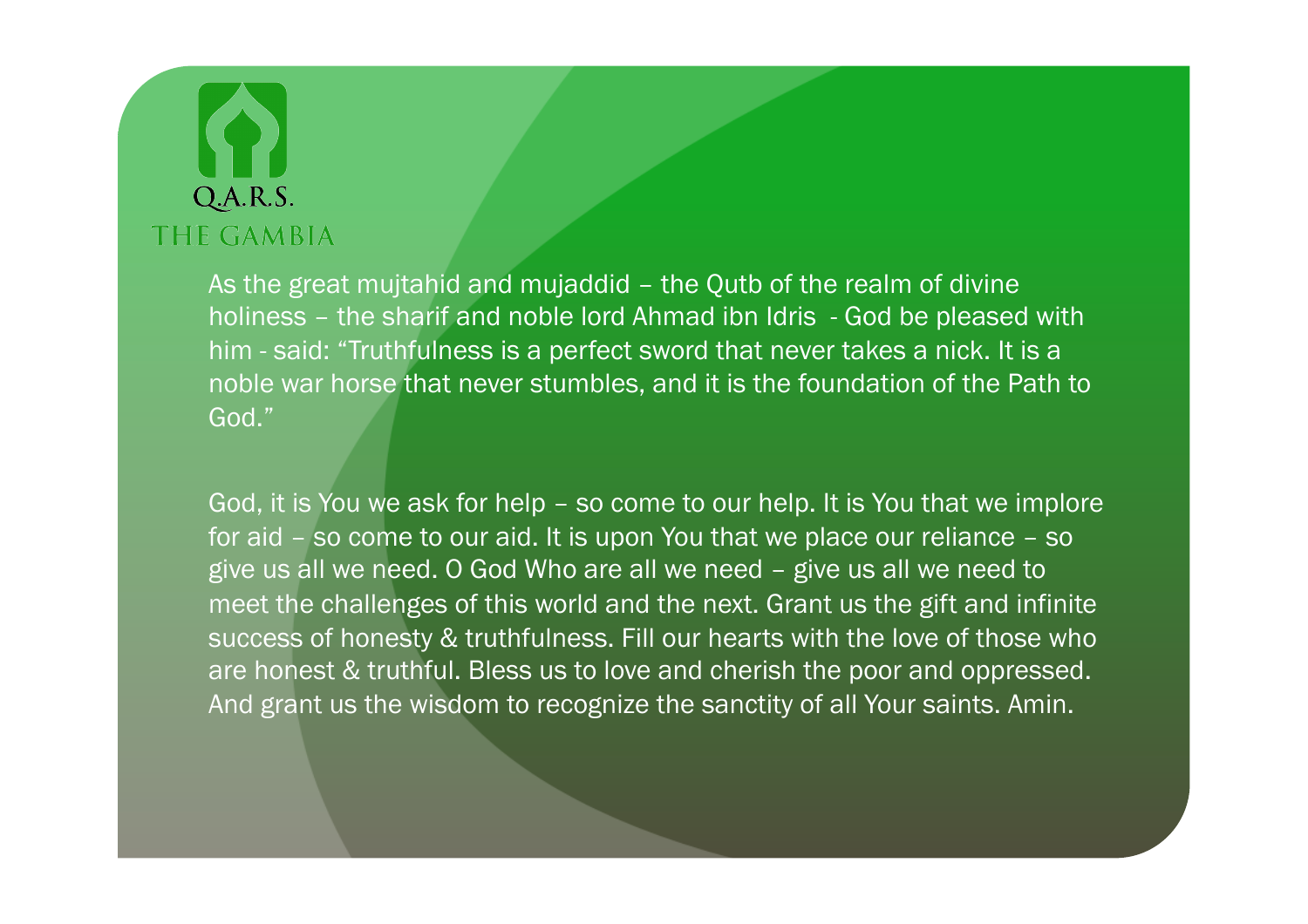Q.A.R.S.

THE GAMBIA

As the great mujtahid and mujaddid – the Qutb of the realm of divine holiness – the sharif and noble lord Ahmad ibn Idris - God be pleased with him - said: "Truthfulness is a perfect sword that never takes a nick. It is a noble war horse that never stumbles, and it is the foundation of the Path to God."

God, it is You we ask for help – so come to our help. It is You that we implore for aid – so come to our aid. It is upon You that we place our reliance – so give us all we need. O God Who are all we need – give us all we need to meet the challenges of this world and the next. Grant us the gift and infinite success of honesty & truthfulness. Fill our hearts with the love of those who are honest & truthful. Bless us to love and cherish the poor and oppressed. And grant us the wisdom to recognize the sanctity of all Your saints. Amin.